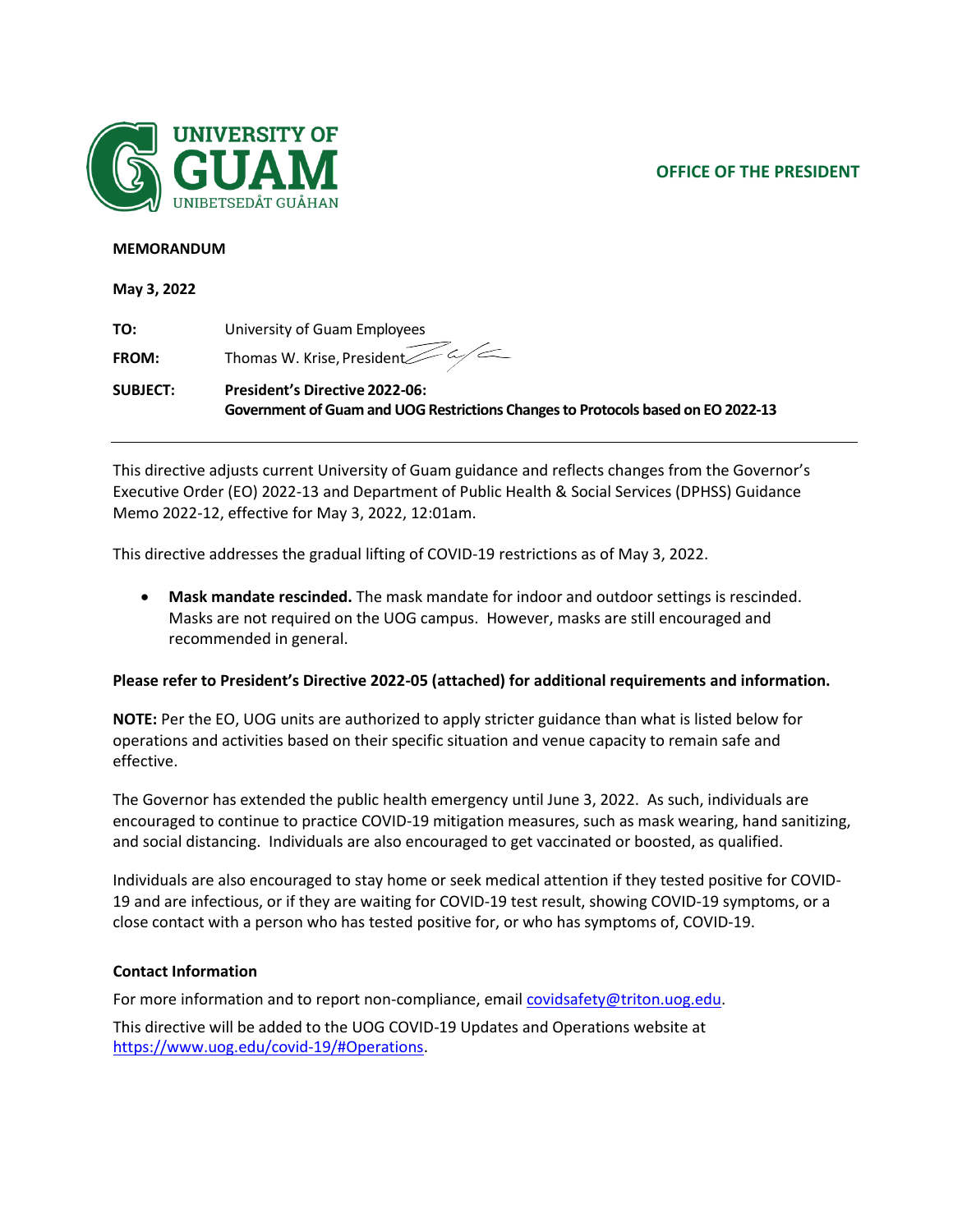UNIVERSITY OF GUAM
UNIBETSEDÅT GUÅHAN

OFFICE OF THE PRESIDENT

**MEMORANDUM**

**May 3, 2022**

**TO:** University of Guam Employees

**FROM:** Thomas W. Krise, President

**SUBJECT:** **President's Directive 2022-06: Government of Guam and UOG Restrictions Changes to Protocols based on EO 2022-13**

---

This directive adjusts current University of Guam guidance and reflects changes from the Governor's Executive Order (EO) 2022-13 and Department of Public Health & Social Services (DPHSS) Guidance Memo 2022-12, effective for May 3, 2022, 12:01am.

This directive addresses the gradual lifting of COVID-19 restrictions as of May 3, 2022.

- **Mask mandate rescinded.** The mask mandate for indoor and outdoor settings is rescinded. Masks are not required on the UOG campus. However, masks are still encouraged and recommended in general.

**Please refer to President's Directive 2022-05 (attached) for additional requirements and information.**

**NOTE:** Per the EO, UOG units are authorized to apply stricter guidance than what is listed below for operations and activities based on their specific situation and venue capacity to remain safe and effective.

The Governor has extended the public health emergency until June 3, 2022. As such, individuals are encouraged to continue to practice COVID-19 mitigation measures, such as mask wearing, hand sanitizing, and social distancing. Individuals are also encouraged to get vaccinated or boosted, as qualified.

Individuals are also encouraged to stay home or seek medical attention if they tested positive for COVID-19 and are infectious, or if they are waiting for COVID-19 test result, showing COVID-19 symptoms, or a close contact with a person who has tested positive for, or who has symptoms of, COVID-19.

**Contact Information**

For more information and to report non-compliance, email covidsafety@triton.uog.edu.

This directive will be added to the UOG COVID-19 Updates and Operations website at https://www.uog.edu/covid-19/#Operations.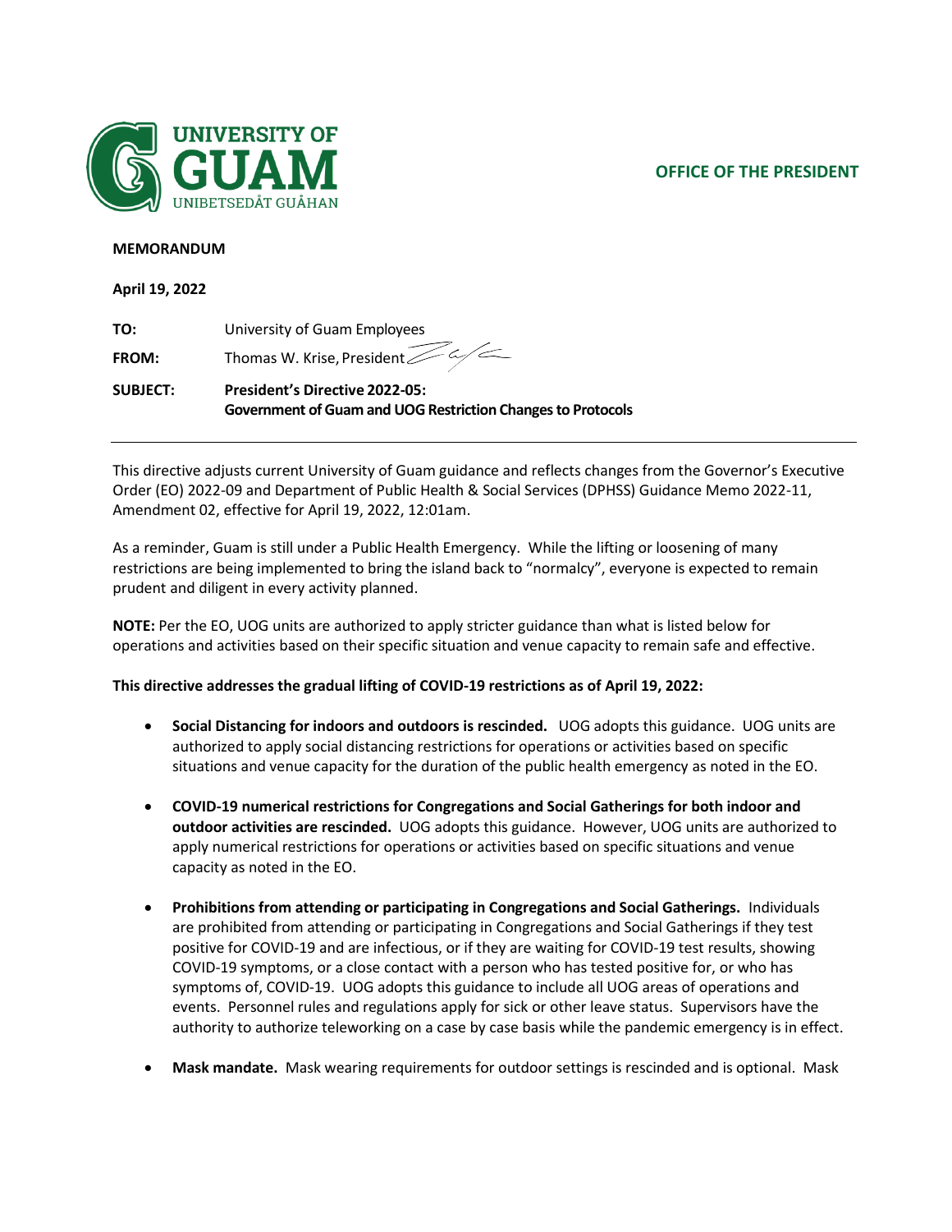UNIVERSITY OF GUAM
UNIBETSEDÅT GUÅHAN

**OFFICE OF THE PRESIDENT**

**MEMORANDUM**

**April 19, 2022**

**TO:** University of Guam Employees

**FROM:** Thomas W. Krise, President

**SUBJECT:** **President's Directive 2022-05: Government of Guam and UOG Restriction Changes to Protocols**

---

This directive adjusts current University of Guam guidance and reflects changes from the Governor's Executive Order (EO) 2022-09 and Department of Public Health & Social Services (DPHSS) Guidance Memo 2022-11, Amendment 02, effective for April 19, 2022, 12:01am.

As a reminder, Guam is still under a Public Health Emergency. While the lifting or loosening of many restrictions are being implemented to bring the island back to "normalcy", everyone is expected to remain prudent and diligent in every activity planned.

**NOTE:** Per the EO, UOG units are authorized to apply stricter guidance than what is listed below for operations and activities based on their specific situation and venue capacity to remain safe and effective.

**This directive addresses the gradual lifting of COVID-19 restrictions as of April 19, 2022:**

- **Social Distancing for indoors and outdoors is rescinded.** UOG adopts this guidance. UOG units are authorized to apply social distancing restrictions for operations or activities based on specific situations and venue capacity for the duration of the public health emergency as noted in the EO.

- **COVID-19 numerical restrictions for Congregations and Social Gatherings for both indoor and outdoor activities are rescinded.** UOG adopts this guidance. However, UOG units are authorized to apply numerical restrictions for operations or activities based on specific situations and venue capacity as noted in the EO.

- **Prohibitions from attending or participating in Congregations and Social Gatherings.** Individuals are prohibited from attending or participating in Congregations and Social Gatherings if they test positive for COVID-19 and are infectious, or if they are waiting for COVID-19 test results, showing COVID-19 symptoms, or a close contact with a person who has tested positive for, or who has symptoms of, COVID-19. UOG adopts this guidance to include all UOG areas of operations and events. Personnel rules and regulations apply for sick or other leave status. Supervisors have the authority to authorize teleworking on a case by case basis while the pandemic emergency is in effect.

- **Mask mandate.** Mask wearing requirements for outdoor settings is rescinded and is optional. Mask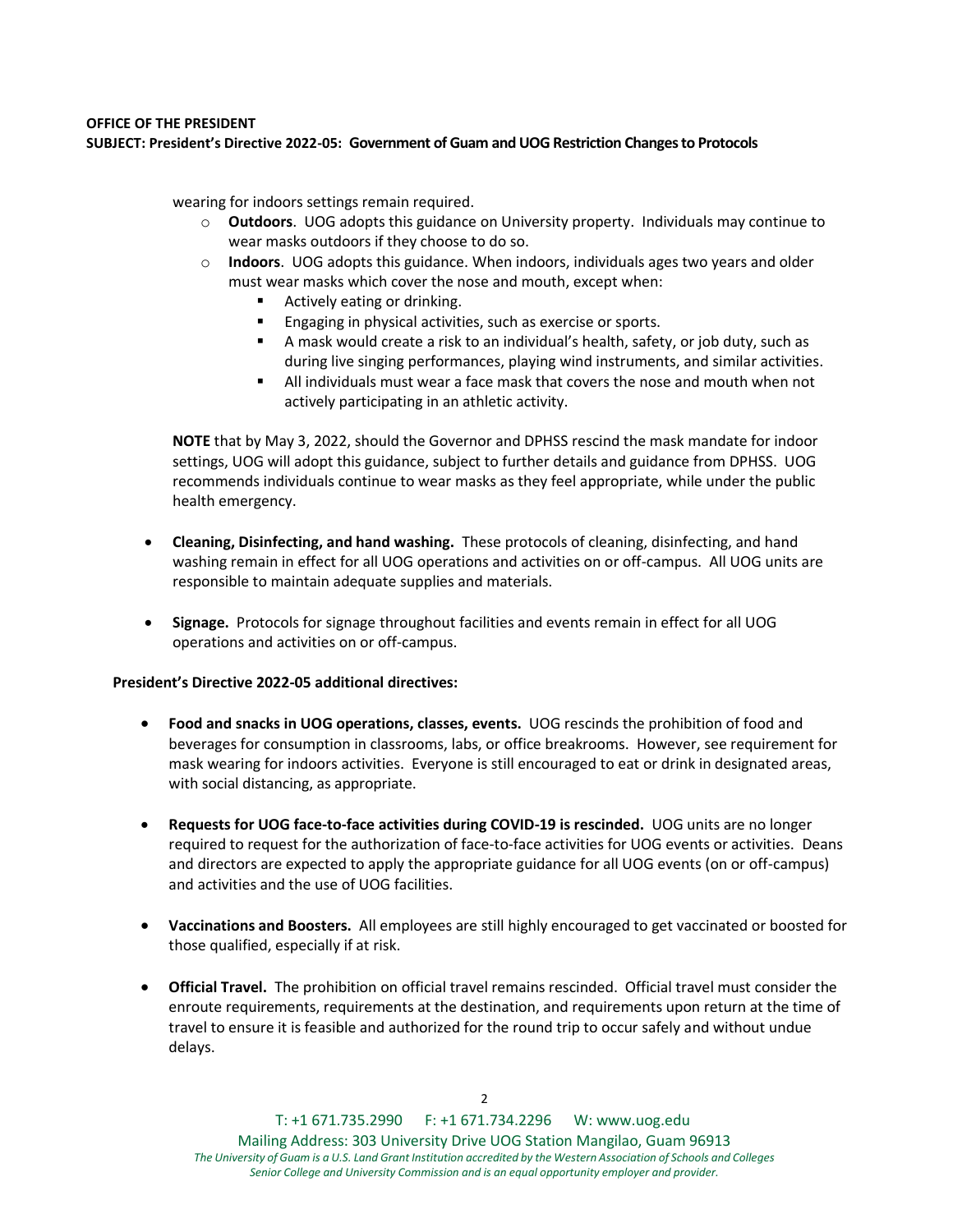wearing for indoors settings remain required.

- **Outdoors**. UOG adopts this guidance on University property. Individuals may continue to wear masks outdoors if they choose to do so.
- **Indoors**. UOG adopts this guidance. When indoors, individuals ages two years and older must wear masks which cover the nose and mouth, except when:
  - Actively eating or drinking.
  - Engaging in physical activities, such as exercise or sports.
  - A mask would create a risk to an individual's health, safety, or job duty, such as during live singing performances, playing wind instruments, and similar activities.
  - All individuals must wear a face mask that covers the nose and mouth when not actively participating in an athletic activity.

**NOTE** that by May 3, 2022, should the Governor and DPHSS rescind the mask mandate for indoor settings, UOG will adopt this guidance, subject to further details and guidance from DPHSS. UOG recommends individuals continue to wear masks as they feel appropriate, while under the public health emergency.

- **Cleaning, Disinfecting, and hand washing.** These protocols of cleaning, disinfecting, and hand washing remain in effect for all UOG operations and activities on or off-campus. All UOG units are responsible to maintain adequate supplies and materials.

- **Signage.** Protocols for signage throughout facilities and events remain in effect for all UOG operations and activities on or off-campus.

**President's Directive 2022-05 additional directives:**

- **Food and snacks in UOG operations, classes, events.** UOG rescinds the prohibition of food and beverages for consumption in classrooms, labs, or office breakrooms. However, see requirement for mask wearing for indoors activities. Everyone is still encouraged to eat or drink in designated areas, with social distancing, as appropriate.

- **Requests for UOG face-to-face activities during COVID-19 is rescinded.** UOG units are no longer required to request for the authorization of face-to-face activities for UOG events or activities. Deans and directors are expected to apply the appropriate guidance for all UOG events (on or off-campus) and activities and the use of UOG facilities.

- **Vaccinations and Boosters.** All employees are still highly encouraged to get vaccinated or boosted for those qualified, especially if at risk.

- **Official Travel.** The prohibition on official travel remains rescinded. Official travel must consider the enroute requirements, requirements at the destination, and requirements upon return at the time of travel to ensure it is feasible and authorized for the round trip to occur safely and without undue delays.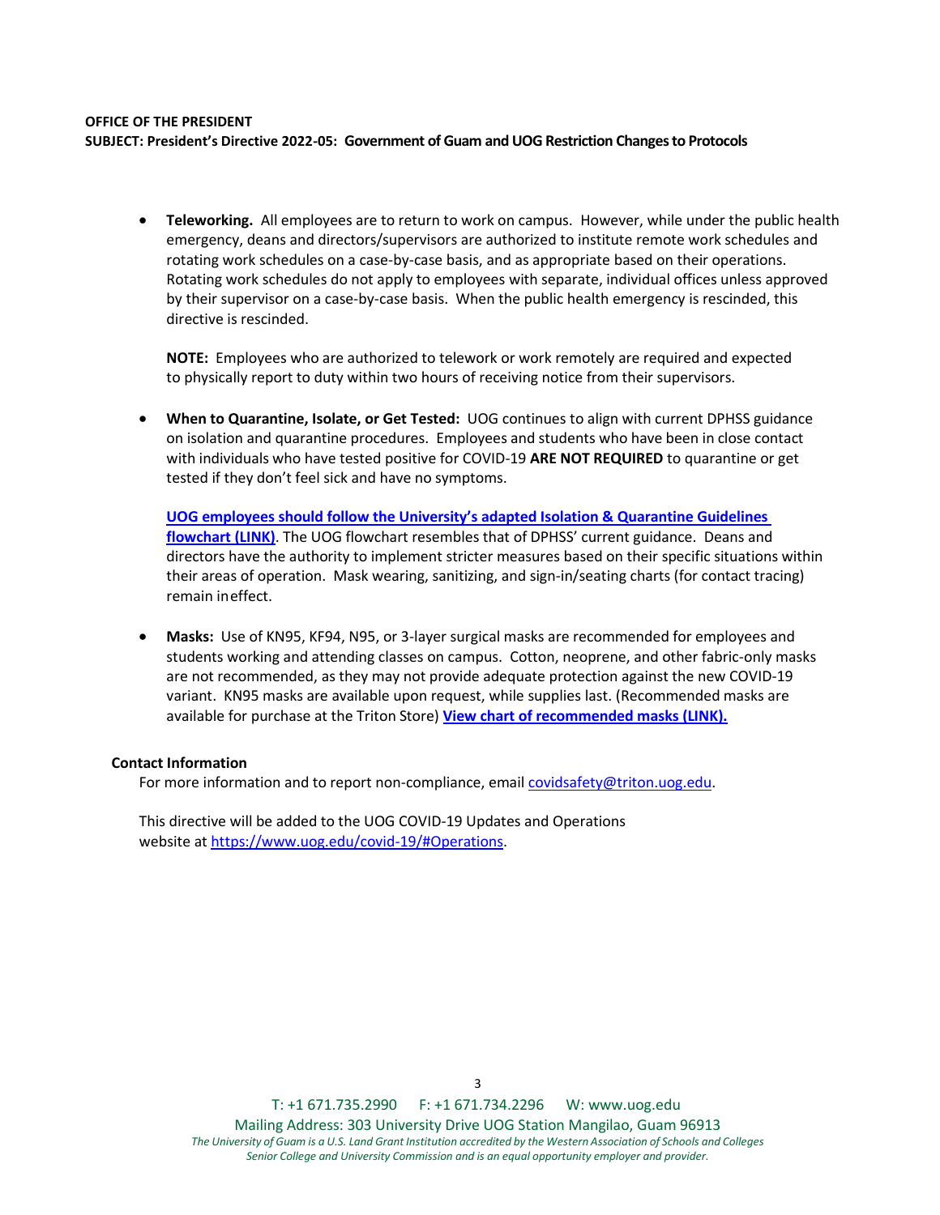**OFFICE OF THE PRESIDENT**
**SUBJECT: President's Directive 2022-05: Government of Guam and UOG Restriction Changes to Protocols**

- **Teleworking.** All employees are to return to work on campus. However, while under the public health emergency, deans and directors/supervisors are authorized to institute remote work schedules and rotating work schedules on a case-by-case basis, and as appropriate based on their operations. Rotating work schedules do not apply to employees with separate, individual offices unless approved by their supervisor on a case-by-case basis. When the public health emergency is rescinded, this directive is rescinded.

  **NOTE:** Employees who are authorized to telework or work remotely are required and expected to physically report to duty within two hours of receiving notice from their supervisors.

- **When to Quarantine, Isolate, or Get Tested:** UOG continues to align with current DPHSS guidance on isolation and quarantine procedures. Employees and students who have been in close contact with individuals who have tested positive for COVID-19 **ARE NOT REQUIRED** to quarantine or get tested if they don't feel sick and have no symptoms.

  **UOG employees should follow the University's adapted Isolation & Quarantine Guidelines flowchart (LINK)**. The UOG flowchart resembles that of DPHSS' current guidance. Deans and directors have the authority to implement stricter measures based on their specific situations within their areas of operation. Mask wearing, sanitizing, and sign-in/seating charts (for contact tracing) remain in effect.

- **Masks:** Use of KN95, KF94, N95, or 3-layer surgical masks are recommended for employees and students working and attending classes on campus. Cotton, neoprene, and other fabric-only masks are not recommended, as they may not provide adequate protection against the new COVID-19 variant. KN95 masks are available upon request, while supplies last. (Recommended masks are available for purchase at the Triton Store) **View chart of recommended masks (LINK).**

**Contact Information**

For more information and to report non-compliance, email covidsafety@triton.uog.edu.

This directive will be added to the UOG COVID-19 Updates and Operations website at https://www.uog.edu/covid-19/#Operations.